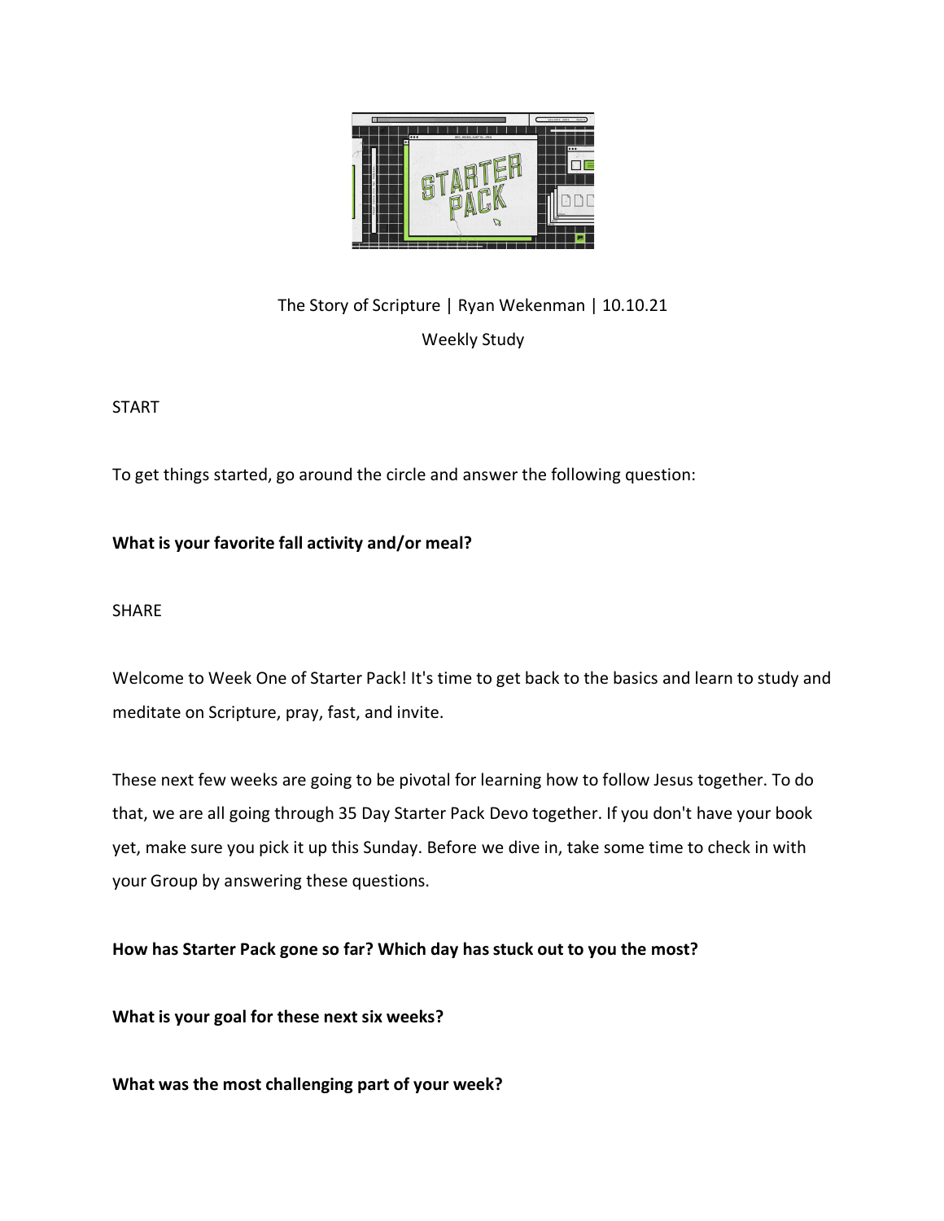The Story of Scripture | Ryan Wekenman | 10.10.21

Weekly Study

START

To get things started, go around the circle and answer the following question:

**What is your favorite fall activity and/or meal?**

SHARE

Welcome to Week One of Starter Pack! It's time to get back to the basics and learn to study and meditate on Scripture, pray, fast, and invite.

These next few weeks are going to be pivotal for learning how to follow Jesus together. To do that, we are all going through 35 Day Starter Pack Devo together. If you don't have your book yet, make sure you pick it up this Sunday. Before we dive in, take some time to check in with your Group by answering these questions.

**How has Starter Pack gone so far? Which day has stuck out to you the most?**

**What is your goal for these next six weeks?**

**What was the most challenging part of your week?**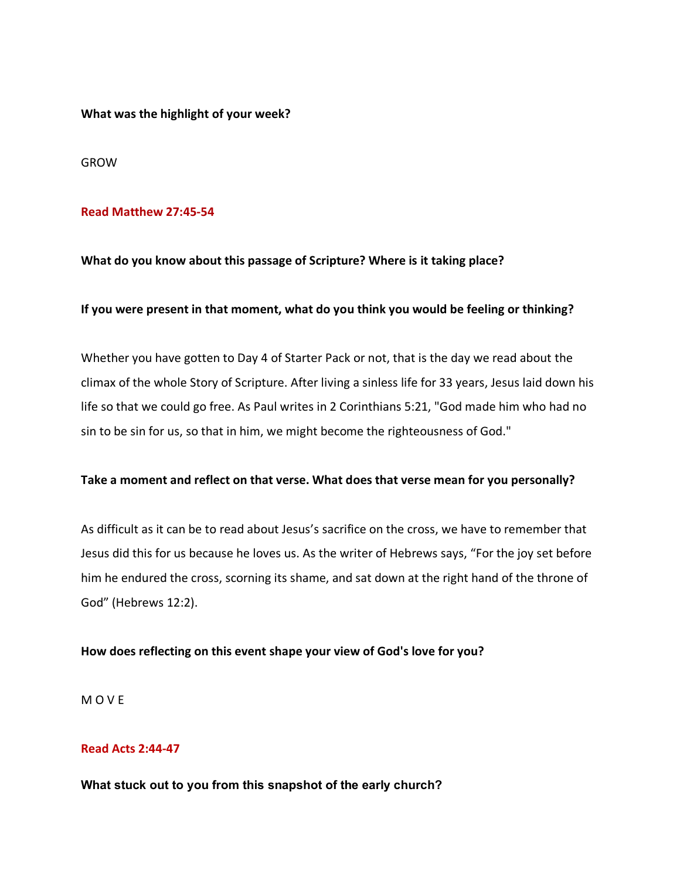**What was the highlight of your week?**

GROW

**Read Matthew 27:45-54**

**What do you know about this passage of Scripture? Where is it taking place?**

**If you were present in that moment, what do you think you would be feeling or thinking?**

Whether you have gotten to Day 4 of Starter Pack or not, that is the day we read about the climax of the whole Story of Scripture. After living a sinless life for 33 years, Jesus laid down his life so that we could go free. As Paul writes in 2 Corinthians 5:21, "God made him who had no sin to be sin for us, so that in him, we might become the righteousness of God."

**Take a moment and reflect on that verse. What does that verse mean for you personally?**

As difficult as it can be to read about Jesus's sacrifice on the cross, we have to remember that Jesus did this for us because he loves us. As the writer of Hebrews says, "For the joy set before him he endured the cross, scorning its shame, and sat down at the right hand of the throne of God" (Hebrews 12:2).

**How does reflecting on this event shape your view of God's love for you?**

M O V E

**Read Acts 2:44-47**

**What stuck out to you from this snapshot of the early church?**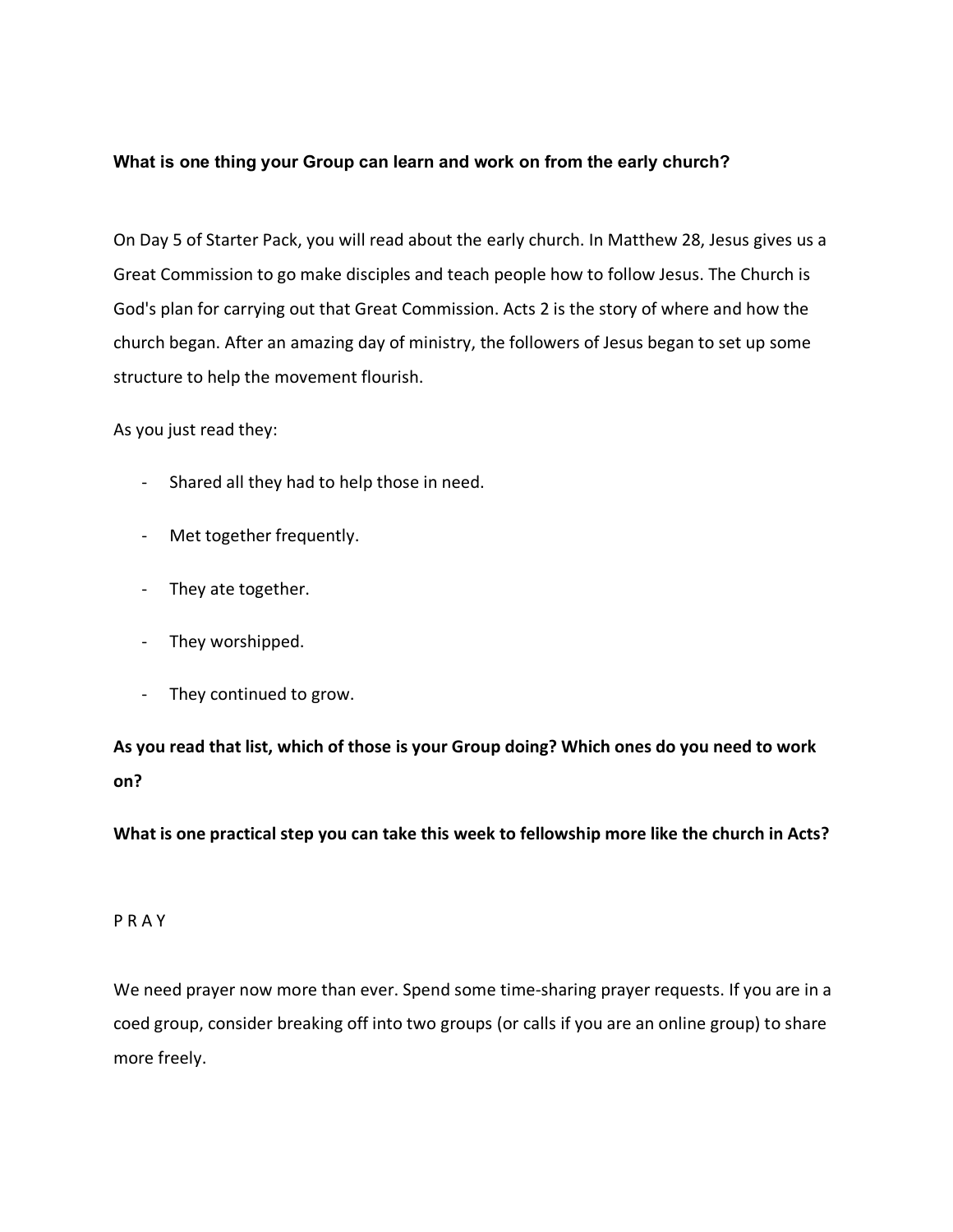**What is one thing your Group can learn and work on from the early church?**

On Day 5 of Starter Pack, you will read about the early church. In Matthew 28, Jesus gives us a Great Commission to go make disciples and teach people how to follow Jesus. The Church is God's plan for carrying out that Great Commission. Acts 2 is the story of where and how the church began. After an amazing day of ministry, the followers of Jesus began to set up some structure to help the movement flourish.

As you just read they:

- Shared all they had to help those in need.
- Met together frequently.
- They ate together.
- They worshipped.
- They continued to grow.

**As you read that list, which of those is your Group doing? Which ones do you need to work on?**

**What is one practical step you can take this week to fellowship more like the church in Acts?**

P R A Y

We need prayer now more than ever. Spend some time-sharing prayer requests. If you are in a coed group, consider breaking off into two groups (or calls if you are an online group) to share more freely.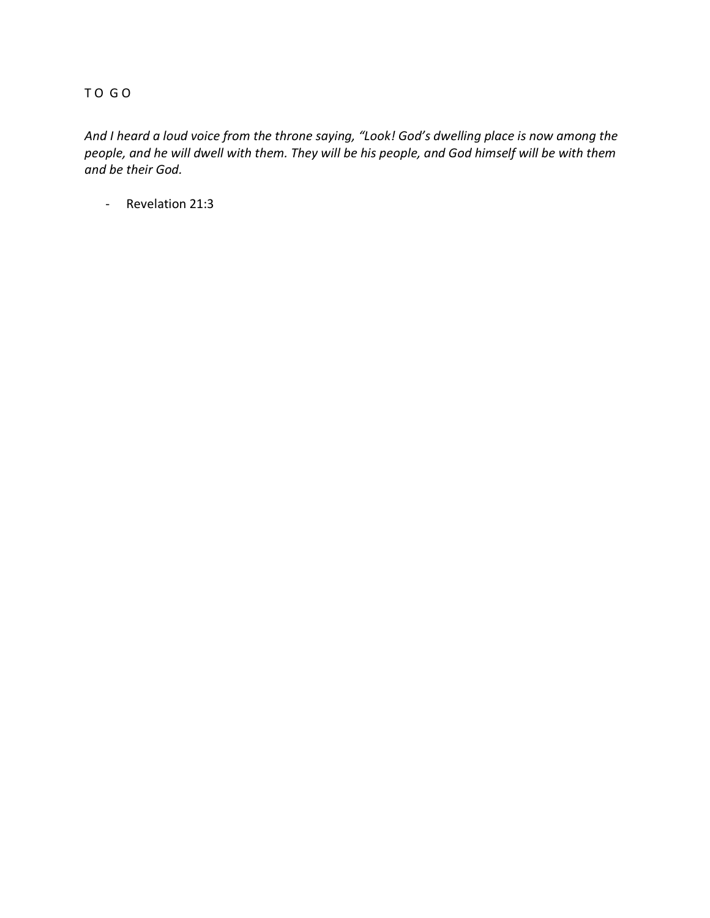T O G O

*And I heard a loud voice from the throne saying, "Look! God's dwelling place is now among the people, and he will dwell with them. They will be his people, and God himself will be with them and be their God.*

- Revelation 21:3